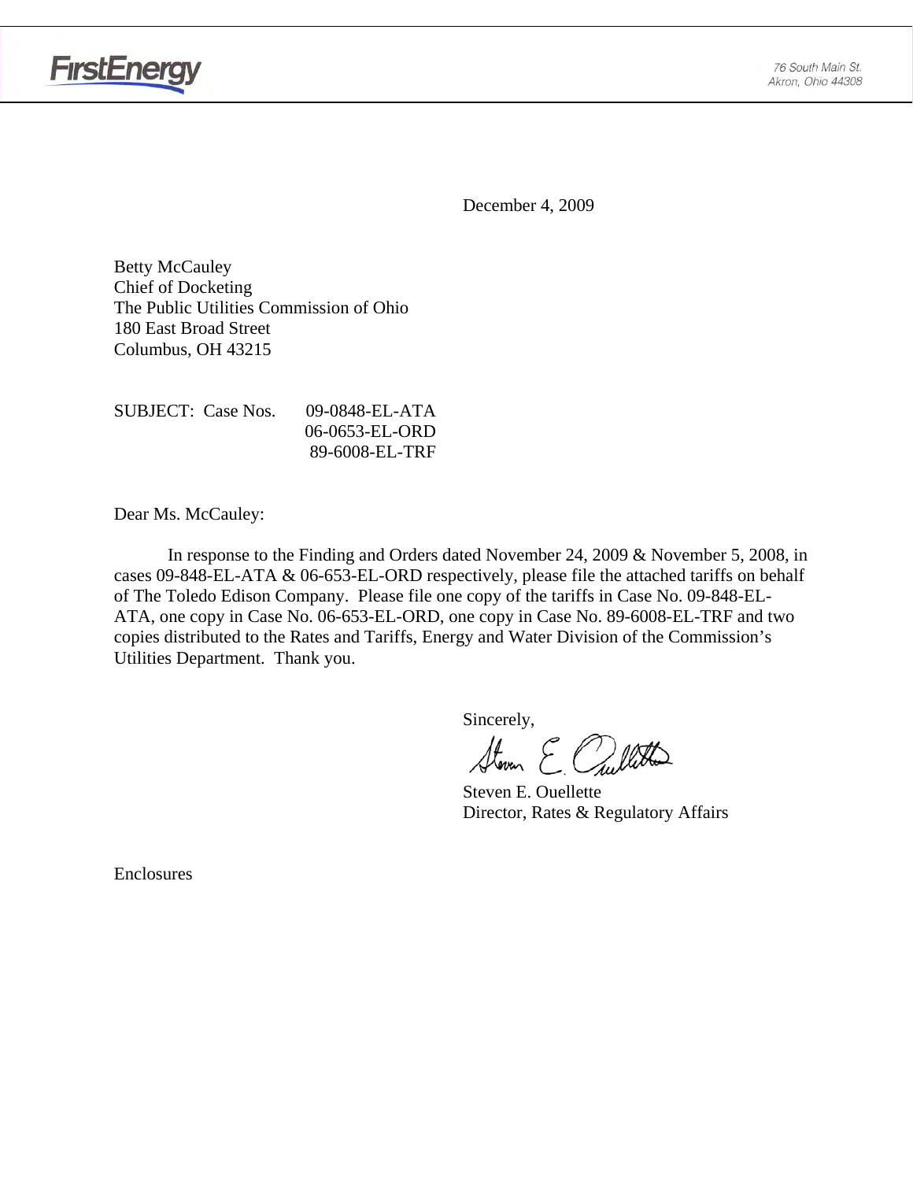FirstEnergy

76 South Main St.
Akron, Ohio 44308

December 4, 2009

Betty McCauley
Chief of Docketing
The Public Utilities Commission of Ohio
180 East Broad Street
Columbus, OH 43215

SUBJECT: Case Nos. 09-0848-EL-ATA
06-0653-EL-ORD
89-6008-EL-TRF

Dear Ms. McCauley:

In response to the Finding and Orders dated November 24, 2009 & November 5, 2008, in cases 09-848-EL-ATA & 06-653-EL-ORD respectively, please file the attached tariffs on behalf of The Toledo Edison Company. Please file one copy of the tariffs in Case No. 09-848-EL-ATA, one copy in Case No. 06-653-EL-ORD, one copy in Case No. 89-6008-EL-TRF and two copies distributed to the Rates and Tariffs, Energy and Water Division of the Commission's Utilities Department. Thank you.

Sincerely,

Steven E. Ouellette
Director, Rates & Regulatory Affairs

Enclosures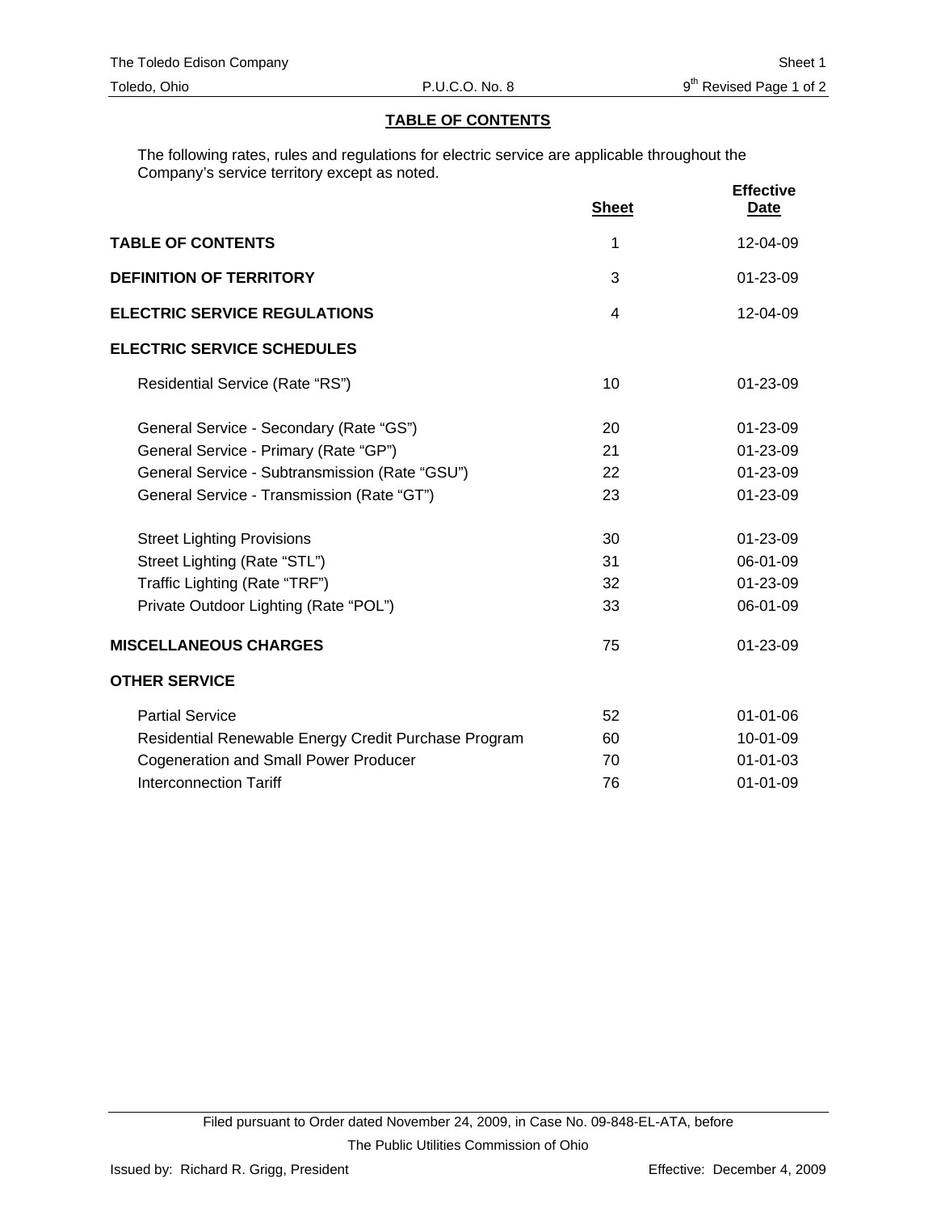## TABLE OF CONTENTS

The following rates, rules and regulations for electric service are applicable throughout the Company's service territory except as noted.

| | Sheet | Effective Date |
|---|---|---|
| **TABLE OF CONTENTS** | 1 | 12-04-09 |
| **DEFINITION OF TERRITORY** | 3 | 01-23-09 |
| **ELECTRIC SERVICE REGULATIONS** | 4 | 12-04-09 |
| **ELECTRIC SERVICE SCHEDULES** | | |
| Residential Service (Rate "RS") | 10 | 01-23-09 |
| General Service - Secondary (Rate "GS") | 20 | 01-23-09 |
| General Service - Primary (Rate "GP") | 21 | 01-23-09 |
| General Service - Subtransmission (Rate "GSU") | 22 | 01-23-09 |
| General Service - Transmission (Rate "GT") | 23 | 01-23-09 |
| Street Lighting Provisions | 30 | 01-23-09 |
| Street Lighting (Rate "STL") | 31 | 06-01-09 |
| Traffic Lighting (Rate "TRF") | 32 | 01-23-09 |
| Private Outdoor Lighting (Rate "POL") | 33 | 06-01-09 |
| **MISCELLANEOUS CHARGES** | 75 | 01-23-09 |
| **OTHER SERVICE** | | |
| Partial Service | 52 | 01-01-06 |
| Residential Renewable Energy Credit Purchase Program | 60 | 10-01-09 |
| Cogeneration and Small Power Producer | 70 | 01-01-03 |
| Interconnection Tariff | 76 | 01-01-09 |

Filed pursuant to Order dated November 24, 2009, in Case No. 09-848-EL-ATA, before The Public Utilities Commission of Ohio

Issued by: Richard R. Grigg, President

Effective: December 4, 2009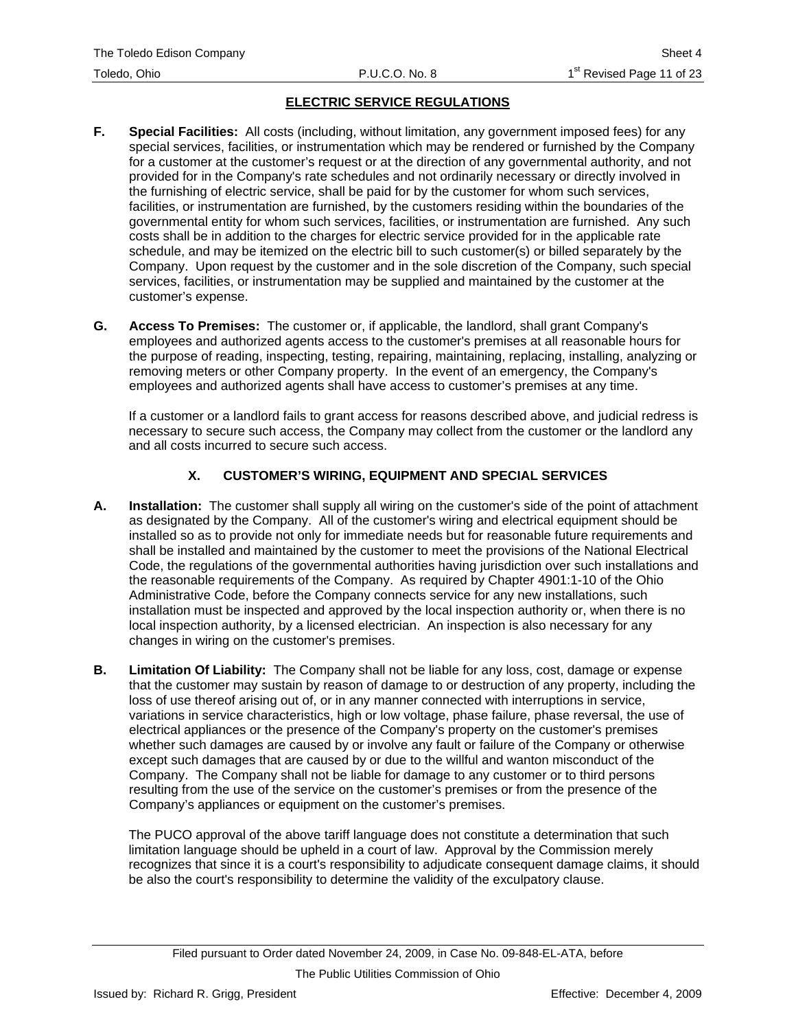## ELECTRIC SERVICE REGULATIONS

**F. Special Facilities:** All costs (including, without limitation, any government imposed fees) for any special services, facilities, or instrumentation which may be rendered or furnished by the Company for a customer at the customer's request or at the direction of any governmental authority, and not provided for in the Company's rate schedules and not ordinarily necessary or directly involved in the furnishing of electric service, shall be paid for by the customer for whom such services, facilities, or instrumentation are furnished, by the customers residing within the boundaries of the governmental entity for whom such services, facilities, or instrumentation are furnished. Any such costs shall be in addition to the charges for electric service provided for in the applicable rate schedule, and may be itemized on the electric bill to such customer(s) or billed separately by the Company. Upon request by the customer and in the sole discretion of the Company, such special services, facilities, or instrumentation may be supplied and maintained by the customer at the customer's expense.

**G. Access To Premises:** The customer or, if applicable, the landlord, shall grant Company's employees and authorized agents access to the customer's premises at all reasonable hours for the purpose of reading, inspecting, testing, repairing, maintaining, replacing, installing, analyzing or removing meters or other Company property. In the event of an emergency, the Company's employees and authorized agents shall have access to customer's premises at any time.

If a customer or a landlord fails to grant access for reasons described above, and judicial redress is necessary to secure such access, the Company may collect from the customer or the landlord any and all costs incurred to secure such access.

### X. CUSTOMER'S WIRING, EQUIPMENT AND SPECIAL SERVICES

**A. Installation:** The customer shall supply all wiring on the customer's side of the point of attachment as designated by the Company. All of the customer's wiring and electrical equipment should be installed so as to provide not only for immediate needs but for reasonable future requirements and shall be installed and maintained by the customer to meet the provisions of the National Electrical Code, the regulations of the governmental authorities having jurisdiction over such installations and the reasonable requirements of the Company. As required by Chapter 4901:1-10 of the Ohio Administrative Code, before the Company connects service for any new installations, such installation must be inspected and approved by the local inspection authority or, when there is no local inspection authority, by a licensed electrician. An inspection is also necessary for any changes in wiring on the customer's premises.

**B. Limitation Of Liability:** The Company shall not be liable for any loss, cost, damage or expense that the customer may sustain by reason of damage to or destruction of any property, including the loss of use thereof arising out of, or in any manner connected with interruptions in service, variations in service characteristics, high or low voltage, phase failure, phase reversal, the use of electrical appliances or the presence of the Company's property on the customer's premises whether such damages are caused by or involve any fault or failure of the Company or otherwise except such damages that are caused by or due to the willful and wanton misconduct of the Company. The Company shall not be liable for damage to any customer or to third persons resulting from the use of the service on the customer's premises or from the presence of the Company's appliances or equipment on the customer's premises.

The PUCO approval of the above tariff language does not constitute a determination that such limitation language should be upheld in a court of law. Approval by the Commission merely recognizes that since it is a court's responsibility to adjudicate consequent damage claims, it should be also the court's responsibility to determine the validity of the exculpatory clause.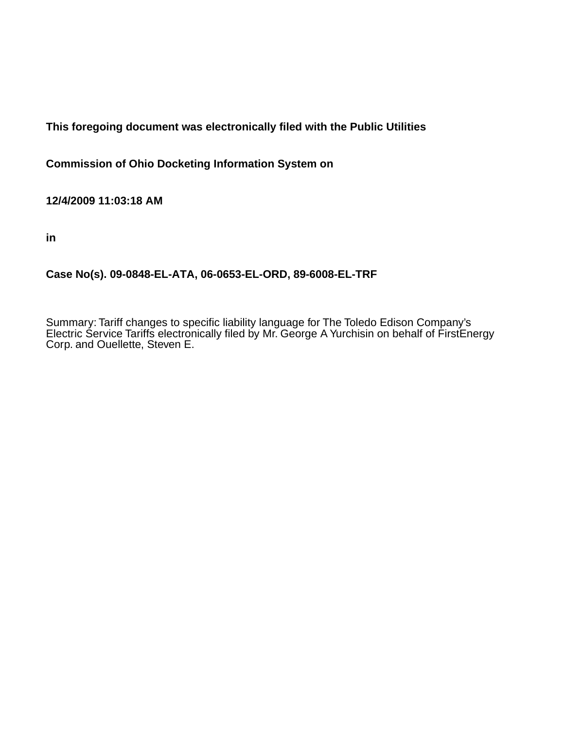**This foregoing document was electronically filed with the Public Utilities**

**Commission of Ohio Docketing Information System on**

**12/4/2009 11:03:18 AM**

**in**

**Case No(s). 09-0848-EL-ATA, 06-0653-EL-ORD, 89-6008-EL-TRF**

Summary: Tariff changes to specific liability language for The Toledo Edison Company's Electric Service Tariffs electronically filed by Mr. George A Yurchisin on behalf of FirstEnergy Corp. and Ouellette, Steven E.